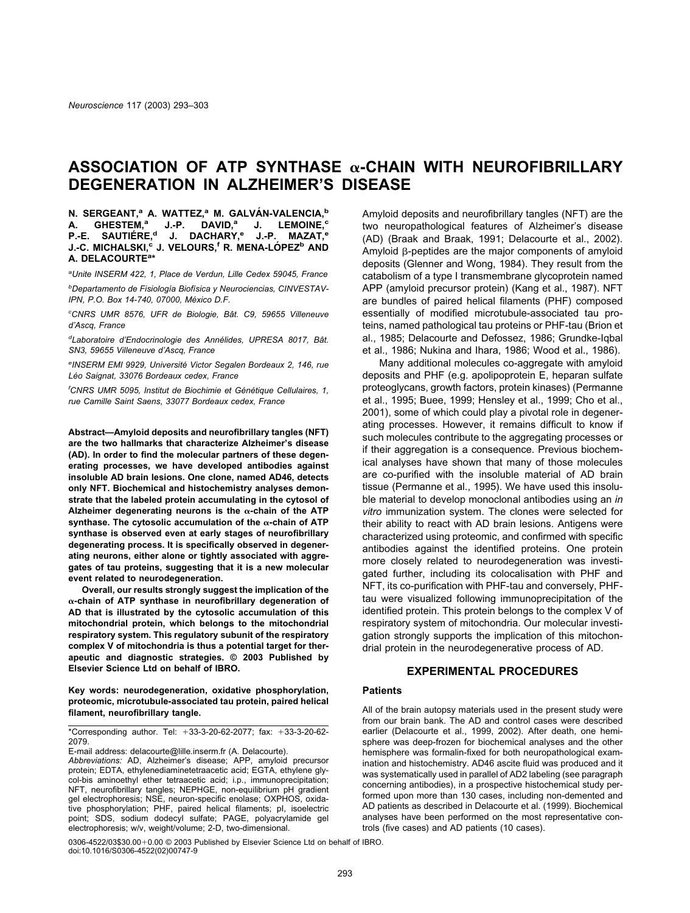# ASSOCIATION OF ATP SYNTHASE α-CHAIN WITH NEUROFIBRILLARY DEGENERATION IN ALZHEIMER'S DISEASE

**N. SERGEANT,[a] A. WATTEZ,[a] M. GALVÁN-VALENCIA,[b] A. GHESTEM,[a] J.-P. DAVID,[a] J. LEMOINE,[c] P.-E. SAUTIÉRE,[d] J. DACHARY,[e] J.-P. MAZAT,[e] J.-C. MICHALSKI,[c] J. VELOURS,[f] R. MENA-LÓPEZ[b] AND A. DELACOURTE[a*]**

[a]Unite INSERM 422, 1, Place de Verdun, Lille Cedex 59045, France

[b]Departamento de Fisiología Biofísica y Neurociencias, CINVESTAV-IPN, P.O. Box 14-740, 07000, México D.F.

[c]CNRS UMR 8576, UFR de Biologie, Bât. C9, 59655 Villeneuve d'Ascq, France

[d]Laboratoire d'Endocrinologie des Annélides, UPRESA 8017, Bât. SN3, 59655 Villeneuve d'Ascq, France

[e]INSERM EMI 9929, Université Victor Segalen Bordeaux 2, 146, rue Léo Saignat, 33076 Bordeaux cedex, France

[f]CNRS UMR 5095, Institut de Biochimie et Génétique Cellulaires, 1, rue Camille Saint Saens, 33077 Bordeaux cedex, France

**Abstract—Amyloid deposits and neurofibrillary tangles (NFT) are the two hallmarks that characterize Alzheimer's disease (AD). In order to find the molecular partners of these degenerating processes, we have developed antibodies against insoluble AD brain lesions. One clone, named AD46, detects only NFT. Biochemical and histochemistry analyses demonstrate that the labeled protein accumulating in the cytosol of Alzheimer degenerating neurons is the α-chain of the ATP synthase. The cytosolic accumulation of the α-chain of ATP synthase is observed even at early stages of neurofibrillary degenerating process. It is specifically observed in degenerating neurons, either alone or tightly associated with aggregates of tau proteins, suggesting that it is a new molecular event related to neurodegeneration.**

**Overall, our results strongly suggest the implication of the α-chain of ATP synthase in neurofibrillary degeneration of AD that is illustrated by the cytosolic accumulation of this mitochondrial protein, which belongs to the mitochondrial respiratory system. This regulatory subunit of the respiratory complex V of mitochondria is thus a potential target for therapeutic and diagnostic strategies. © 2003 Published by Elsevier Science Ltd on behalf of IBRO.**

**Key words: neurodegeneration, oxidative phosphorylation, proteomic, microtubule-associated tau protein, paired helical filament, neurofibrillary tangle.**

*Corresponding author. Tel: +33-3-20-62-2077; fax: +33-3-20-62-2079.
E-mail address: delacourte@lille.inserm.fr (A. Delacourte).
*Abbreviations:* AD, Alzheimer's disease; APP, amyloid precursor protein; EDTA, ethylenediaminetetraacetic acid; EGTA, ethylene glycol-bis aminoethyl ether tetraacetic acid; i.p., immunoprecipitation; NFT, neurofibrillary tangles; NEPHGE, non-equilibrium pH gradient gel electrophoresis; NSE, neuron-specific enolase; OXPHOS, oxidative phosphorylation; PHF, paired helical filaments; pI, isoelectric point; SDS, sodium dodecyl sulfate; PAGE, polyacrylamide gel electrophoresis; w/v, weight/volume; 2-D, two-dimensional.

0306-4522/03$30.00+0.00 © 2003 Published by Elsevier Science Ltd on behalf of IBRO.
doi:10.1016/S0306-4522(02)00747-9

Amyloid deposits and neurofibrillary tangles (NFT) are the two neuropathological features of Alzheimer's disease (AD) (Braak and Braak, 1991; Delacourte et al., 2002). Amyloid β-peptides are the major components of amyloid deposits (Glenner and Wong, 1984). They result from the catabolism of a type I transmembrane glycoprotein named APP (amyloid precursor protein) (Kang et al., 1987). NFT are bundles of paired helical filaments (PHF) composed essentially of modified microtubule-associated tau proteins, named pathological tau proteins or PHF-tau (Brion et al., 1985; Delacourte and Defossez, 1986; Grundke-Iqbal et al., 1986; Nukina and Ihara, 1986; Wood et al., 1986).

Many additional molecules co-aggregate with amyloid deposits and PHF (e.g. apolipoprotein E, heparan sulfate proteoglycans, growth factors, protein kinases) (Permanne et al., 1995; Buee, 1999; Hensley et al., 1999; Cho et al., 2001), some of which could play a pivotal role in degenerating processes. However, it remains difficult to know if such molecules contribute to the aggregating processes or if their aggregation is a consequence. Previous biochemical analyses have shown that many of those molecules are co-purified with the insoluble material of AD brain tissue (Permanne et al., 1995). We have used this insoluble material to develop monoclonal antibodies using an *in vitro* immunization system. The clones were selected for their ability to react with AD brain lesions. Antigens were characterized using proteomic, and confirmed with specific antibodies against the identified proteins. One protein more closely related to neurodegeneration was investigated further, including its colocalisation with PHF and NFT, its co-purification with PHF-tau and conversely, PHF-tau were visualized following immunoprecipitation of the identified protein. This protein belongs to the complex V of respiratory system of mitochondria. Our molecular investigation strongly supports the implication of this mitochondrial protein in the neurodegenerative process of AD.

## EXPERIMENTAL PROCEDURES

### Patients

All of the brain autopsy materials used in the present study were from our brain bank. The AD and control cases were described earlier (Delacourte et al., 1999, 2002). After death, one hemisphere was deep-frozen for biochemical analyses and the other hemisphere was formalin-fixed for both neuropathological examination and histochemistry. AD46 ascite fluid was produced and it was systematically used in parallel of AD2 labeling (see paragraph concerning antibodies), in a prospective histochemical study performed upon more than 130 cases, including non-demented and AD patients as described in Delacourte et al. (1999). Biochemical analyses have been performed on the most representative controls (five cases) and AD patients (10 cases).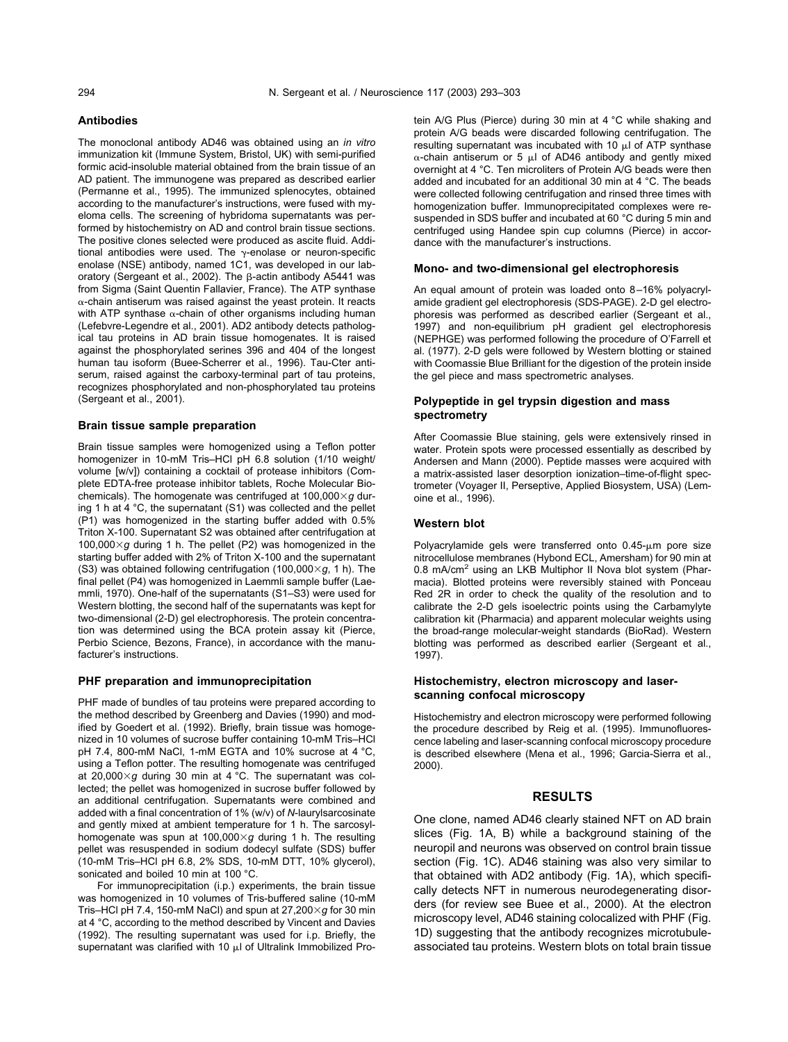### Antibodies

The monoclonal antibody AD46 was obtained using an *in vitro* immunization kit (Immune System, Bristol, UK) with semi-purified formic acid-insoluble material obtained from the brain tissue of an AD patient. The immunogene was prepared as described earlier (Permanne et al., 1995). The immunized splenocytes, obtained according to the manufacturer's instructions, were fused with myeloma cells. The screening of hybridoma supernatants was performed by histochemistry on AD and control brain tissue sections. The positive clones selected were produced as ascite fluid. Additional antibodies were used. The γ-enolase or neuron-specific enolase (NSE) antibody, named 1C1, was developed in our laboratory (Sergeant et al., 2002). The β-actin antibody A5441 was from Sigma (Saint Quentin Fallavier, France). The ATP synthase α-chain antiserum was raised against the yeast protein. It reacts with ATP synthase α-chain of other organisms including human (Lefebvre-Legendre et al., 2001). AD2 antibody detects pathological tau proteins in AD brain tissue homogenates. It is raised against the phosphorylated serines 396 and 404 of the longest human tau isoform (Buee-Scherrer et al., 1996). Tau-Cter antiserum, raised against the carboxy-terminal part of tau proteins, recognizes phosphorylated and non-phosphorylated tau proteins (Sergeant et al., 2001).

### Brain tissue sample preparation

Brain tissue samples were homogenized using a Teflon potter homogenizer in 10-mM Tris–HCl pH 6.8 solution (1/10 weight/volume [w/v]) containing a cocktail of protease inhibitors (Complete EDTA-free protease inhibitor tablets, Roche Molecular Biochemicals). The homogenate was centrifuged at 100,000×*g* during 1 h at 4 °C, the supernatant (S1) was collected and the pellet (P1) was homogenized in the starting buffer added with 0.5% Triton X-100. Supernatant S2 was obtained after centrifugation at 100,000×*g* during 1 h. The pellet (P2) was homogenized in the starting buffer added with 2% of Triton X-100 and the supernatant (S3) was obtained following centrifugation (100,000×*g*, 1 h). The final pellet (P4) was homogenized in Laemmli sample buffer (Laemmli, 1970). One-half of the supernatants (S1–S3) were used for Western blotting, the second half of the supernatants was kept for two-dimensional (2-D) gel electrophoresis. The protein concentration was determined using the BCA protein assay kit (Pierce, Perbio Science, Bezons, France), in accordance with the manufacturer's instructions.

### PHF preparation and immunoprecipitation

PHF made of bundles of tau proteins were prepared according to the method described by Greenberg and Davies (1990) and modified by Goedert et al. (1992). Briefly, brain tissue was homogenized in 10 volumes of sucrose buffer containing 10-mM Tris–HCl pH 7.4, 800-mM NaCl, 1-mM EGTA and 10% sucrose at 4 °C, using a Teflon potter. The resulting homogenate was centrifuged at 20,000×*g* during 30 min at 4 °C. The supernatant was collected; the pellet was homogenized in sucrose buffer followed by an additional centrifugation. Supernatants were combined and added with a final concentration of 1% (w/v) of *N*-laurylsarcosinate and gently mixed at ambient temperature for 1 h. The sarcosyl-homogenate was spun at 100,000×*g* during 1 h. The resulting pellet was resuspended in sodium dodecyl sulfate (SDS) buffer (10-mM Tris–HCl pH 6.8, 2% SDS, 10-mM DTT, 10% glycerol), sonicated and boiled 10 min at 100 °C.

For immunoprecipitation (i.p.) experiments, the brain tissue was homogenized in 10 volumes of Tris-buffered saline (10-mM Tris–HCl pH 7.4, 150-mM NaCl) and spun at 27,200×*g* for 30 min at 4 °C, according to the method described by Vincent and Davies (1992). The resulting supernatant was used for i.p. Briefly, the supernatant was clarified with 10 μl of Ultralink Immobilized Protein A/G Plus (Pierce) during 30 min at 4 °C while shaking and protein A/G beads were discarded following centrifugation. The resulting supernatant was incubated with 10 μl of ATP synthase α-chain antiserum or 5 μl of AD46 antibody and gently mixed overnight at 4 °C. Ten microliters of Protein A/G beads were then added and incubated for an additional 30 min at 4 °C. The beads were collected following centrifugation and rinsed three times with homogenization buffer. Immunoprecipitated complexes were resuspended in SDS buffer and incubated at 60 °C during 5 min and centrifuged using Handee spin cup columns (Pierce) in accordance with the manufacturer's instructions.

### Mono- and two-dimensional gel electrophoresis

An equal amount of protein was loaded onto 8–16% polyacrylamide gradient gel electrophoresis (SDS-PAGE). 2-D gel electrophoresis was performed as described earlier (Sergeant et al., 1997) and non-equilibrium pH gradient gel electrophoresis (NEPHGE) was performed following the procedure of O'Farrell et al. (1977). 2-D gels were followed by Western blotting or stained with Coomassie Blue Brilliant for the digestion of the protein inside the gel piece and mass spectrometric analyses.

### Polypeptide in gel trypsin digestion and mass spectrometry

After Coomassie Blue staining, gels were extensively rinsed in water. Protein spots were processed essentially as described by Andersen and Mann (2000). Peptide masses were acquired with a matrix-assisted laser desorption ionization–time-of-flight spectrometer (Voyager II, Perseptive, Applied Biosystem, USA) (Lemoine et al., 1996).

### Western blot

Polyacrylamide gels were transferred onto 0.45-μm pore size nitrocellulose membranes (Hybond ECL, Amersham) for 90 min at 0.8 mA/cm$^2$ using an LKB Multiphor II Nova blot system (Pharmacia). Blotted proteins were reversibly stained with Ponceau Red 2R in order to check the quality of the resolution and to calibrate the 2-D gels isoelectric points using the Carbamylyte calibration kit (Pharmacia) and apparent molecular weights using the broad-range molecular-weight standards (BioRad). Western blotting was performed as described earlier (Sergeant et al., 1997).

### Histochemistry, electron microscopy and laser-scanning confocal microscopy

Histochemistry and electron microscopy were performed following the procedure described by Reig et al. (1995). Immunofluorescence labeling and laser-scanning confocal microscopy procedure is described elsewhere (Mena et al., 1996; Garcia-Sierra et al., 2000).

## RESULTS

One clone, named AD46 clearly stained NFT on AD brain slices (Fig. 1A, B) while a background staining of the neuropil and neurons was observed on control brain tissue section (Fig. 1C). AD46 staining was also very similar to that obtained with AD2 antibody (Fig. 1A), which specifically detects NFT in numerous neurodegenerating disorders (for review see Buee et al., 2000). At the electron microscopy level, AD46 staining colocalized with PHF (Fig. 1D) suggesting that the antibody recognizes microtubule-associated tau proteins. Western blots on total brain tissue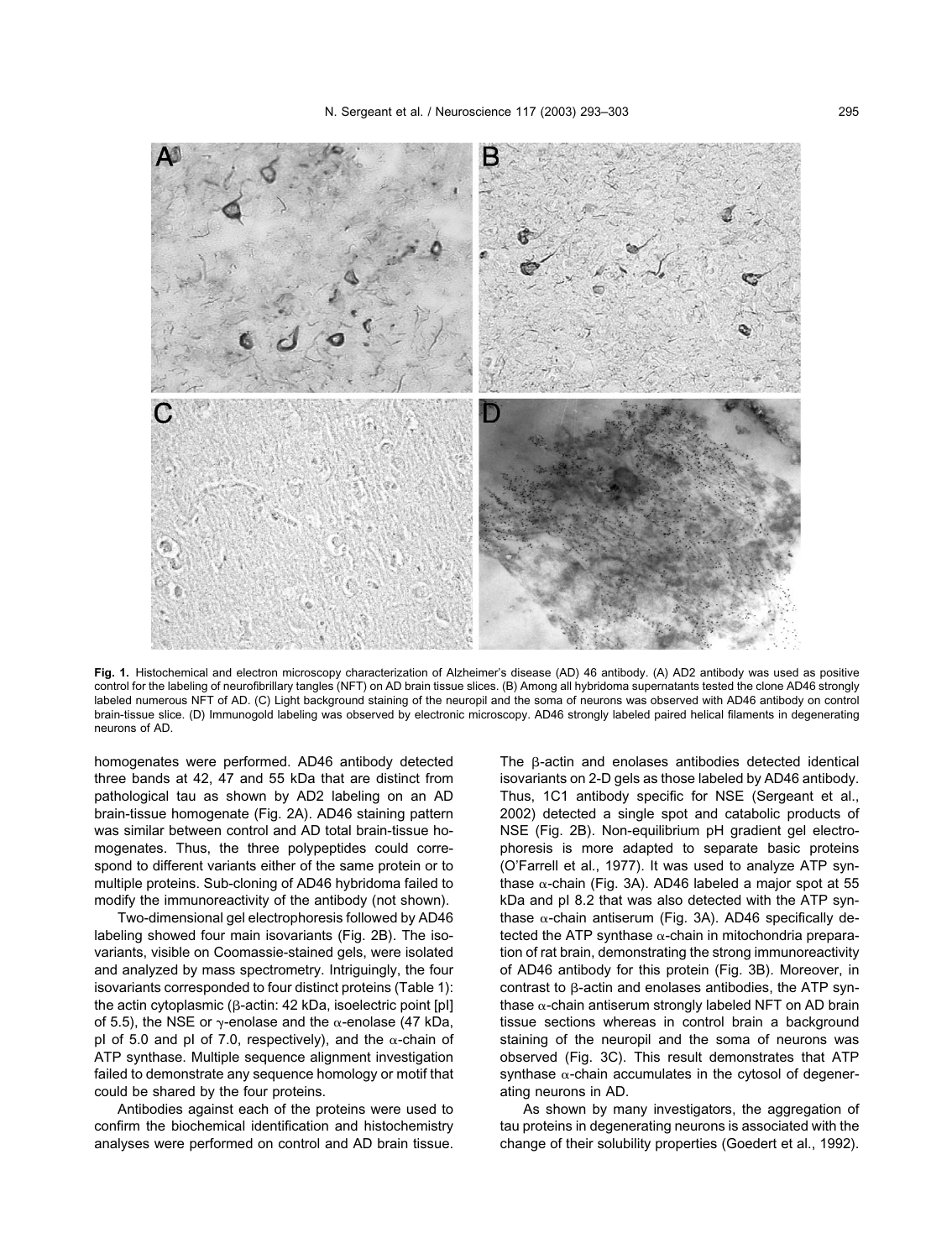**Fig. 1.** Histochemical and electron microscopy characterization of Alzheimer's disease (AD) 46 antibody. (A) AD2 antibody was used as positive control for the labeling of neurofibrillary tangles (NFT) on AD brain tissue slices. (B) Among all hybridoma supernatants tested the clone AD46 strongly labeled numerous NFT of AD. (C) Light background staining of the neuropil and the soma of neurons was observed with AD46 antibody on control brain-tissue slice. (D) Immunogold labeling was observed by electronic microscopy. AD46 strongly labeled paired helical filaments in degenerating neurons of AD.

homogenates were performed. AD46 antibody detected three bands at 42, 47 and 55 kDa that are distinct from pathological tau as shown by AD2 labeling on an AD brain-tissue homogenate (Fig. 2A). AD46 staining pattern was similar between control and AD total brain-tissue homogenates. Thus, the three polypeptides could correspond to different variants either of the same protein or to multiple proteins. Sub-cloning of AD46 hybridoma failed to modify the immunoreactivity of the antibody (not shown).

Two-dimensional gel electrophoresis followed by AD46 labeling showed four main isovariants (Fig. 2B). The isovariants, visible on Coomassie-stained gels, were isolated and analyzed by mass spectrometry. Intriguingly, the four isovariants corresponded to four distinct proteins (Table 1): the actin cytoplasmic (β-actin: 42 kDa, isoelectric point [pI] of 5.5), the NSE or γ-enolase and the α-enolase (47 kDa, pI of 5.0 and pI of 7.0, respectively), and the α-chain of ATP synthase. Multiple sequence alignment investigation failed to demonstrate any sequence homology or motif that could be shared by the four proteins.

Antibodies against each of the proteins were used to confirm the biochemical identification and histochemistry analyses were performed on control and AD brain tissue. The β-actin and enolases antibodies detected identical isovariants on 2-D gels as those labeled by AD46 antibody. Thus, 1C1 antibody specific for NSE (Sergeant et al., 2002) detected a single spot and catabolic products of NSE (Fig. 2B). Non-equilibrium pH gradient gel electrophoresis is more adapted to separate basic proteins (O'Farrell et al., 1977). It was used to analyze ATP synthase α-chain (Fig. 3A). AD46 labeled a major spot at 55 kDa and pI 8.2 that was also detected with the ATP synthase α-chain antiserum (Fig. 3A). AD46 specifically detected the ATP synthase α-chain in mitochondria preparation of rat brain, demonstrating the strong immunoreactivity of AD46 antibody for this protein (Fig. 3B). Moreover, in contrast to β-actin and enolases antibodies, the ATP synthase α-chain antiserum strongly labeled NFT on AD brain tissue sections whereas in control brain a background staining of the neuropil and the soma of neurons was observed (Fig. 3C). This result demonstrates that ATP synthase α-chain accumulates in the cytosol of degenerating neurons in AD.

As shown by many investigators, the aggregation of tau proteins in degenerating neurons is associated with the change of their solubility properties (Goedert et al., 1992).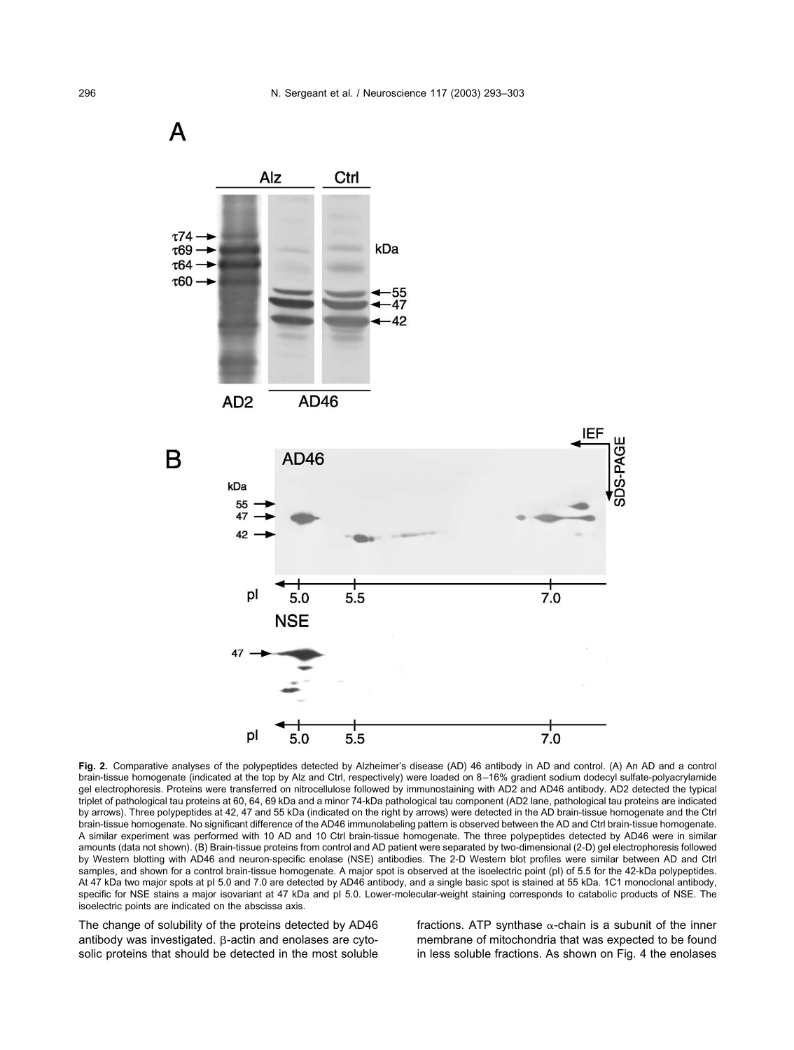**Fig. 2.** Comparative analyses of the polypeptides detected by Alzheimer's disease (AD) 46 antibody in AD and control. (A) An AD and a control brain-tissue homogenate (indicated at the top by Alz and Ctrl, respectively) were loaded on 8–16% gradient sodium dodecyl sulfate-polyacrylamide gel electrophoresis. Proteins were transferred on nitrocellulose followed by immunostaining with AD2 and AD46 antibody. AD2 detected the typical triplet of pathological tau proteins at 60, 64, 69 kDa and a minor 74-kDa pathological tau component (AD2 lane, pathological tau proteins are indicated by arrows). Three polypeptides at 42, 47 and 55 kDa (indicated on the right by arrows) were detected in the AD brain-tissue homogenate and the Ctrl brain-tissue homogenate. No significant difference of the AD46 immunolabeling pattern is observed between the AD and Ctrl brain-tissue homogenate. A similar experiment was performed with 10 AD and 10 Ctrl brain-tissue homogenate. The three polypeptides detected by AD46 were in similar amounts (data not shown). (B) Brain-tissue proteins from control and AD patient were separated by two-dimensional (2-D) gel electrophoresis followed by Western blotting with AD46 and neuron-specific enolase (NSE) antibodies. The 2-D Western blot profiles were similar between AD and Ctrl samples, and shown for a control brain-tissue homogenate. A major spot is observed at the isoelectric point (pI) of 5.5 for the 42-kDa polypeptides. At 47 kDa two major spots at pI 5.0 and 7.0 are detected by AD46 antibody, and a single basic spot is stained at 55 kDa. 1C1 monoclonal antibody, specific for NSE stains a major isovariant at 47 kDa and pI 5.0. Lower-molecular-weight staining corresponds to catabolic products of NSE. The isoelectric points are indicated on the abscissa axis.

The change of solubility of the proteins detected by AD46 antibody was investigated. β-actin and enolases are cytosolic proteins that should be detected in the most soluble fractions. ATP synthase α-chain is a subunit of the inner membrane of mitochondria that was expected to be found in less soluble fractions. As shown on Fig. 4 the enolases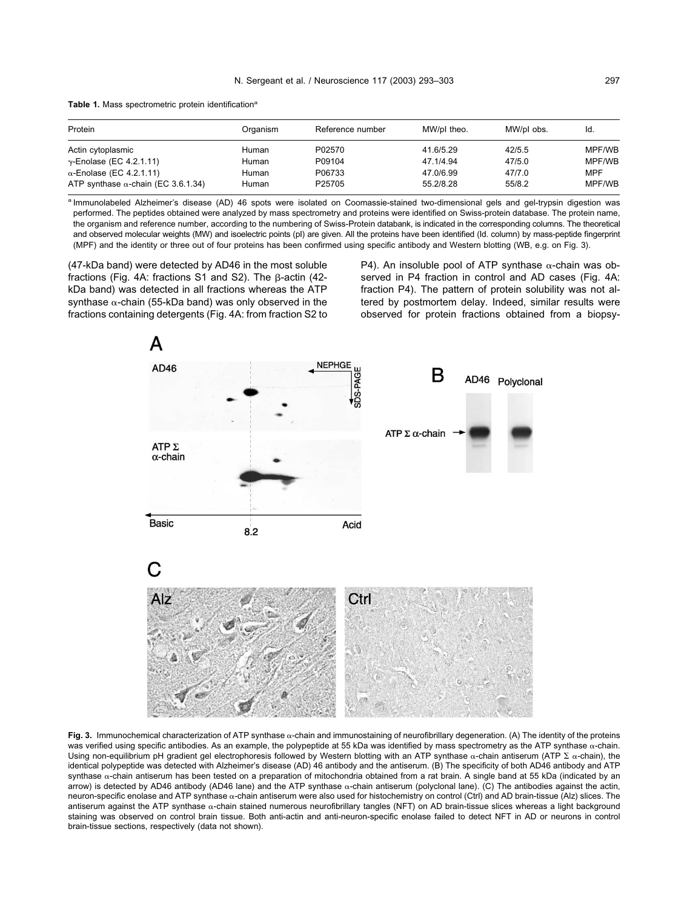**Table 1.** Mass spectrometric protein identification[a]

| Protein | Organism | Reference number | MW/pI theo. | MW/pI obs. | Id. |
|---|---|---|---|---|---|
| Actin cytoplasmic | Human | P02570 | 41.6/5.29 | 42/5.5 | MPF/WB |
| γ-Enolase (EC 4.2.1.11) | Human | P09104 | 47.1/4.94 | 47/5.0 | MPF/WB |
| α-Enolase (EC 4.2.1.11) | Human | P06733 | 47.0/6.99 | 47/7.0 | MPF |
| ATP synthase α-chain (EC 3.6.1.34) | Human | P25705 | 55.2/8.28 | 55/8.2 | MPF/WB |

[a] Immunolabeled Alzheimer's disease (AD) 46 spots were isolated on Coomassie-stained two-dimensional gels and gel-trypsin digestion was performed. The peptides obtained were analyzed by mass spectrometry and proteins were identified on Swiss-protein database. The protein name, the organism and reference number, according to the numbering of Swiss-Protein databank, is indicated in the corresponding columns. The theoretical and observed molecular weights (MW) and isoelectric points (pI) are given. All the proteins have been identified (Id. column) by mass-peptide fingerprint (MPF) and the identity or three out of four proteins has been confirmed using specific antibody and Western blotting (WB, e.g. on Fig. 3).

(47-kDa band) were detected by AD46 in the most soluble fractions (Fig. 4A: fractions S1 and S2). The β-actin (42-kDa band) was detected in all fractions whereas the ATP synthase α-chain (55-kDa band) was only observed in the fractions containing detergents (Fig. 4A: from fraction S2 to P4). An insoluble pool of ATP synthase α-chain was observed in P4 fraction in control and AD cases (Fig. 4A: fraction P4). The pattern of protein solubility was not altered by postmortem delay. Indeed, similar results were observed for protein fractions obtained from a biopsy-

**Fig. 3.** Immunochemical characterization of ATP synthase α-chain and immunostaining of neurofibrillary degeneration. (A) The identity of the proteins was verified using specific antibodies. As an example, the polypeptide at 55 kDa was identified by mass spectrometry as the ATP synthase α-chain. Using non-equilibrium pH gradient gel electrophoresis followed by Western blotting with an ATP synthase α-chain antiserum (ATP Σ α-chain), the identical polypeptide was detected with Alzheimer's disease (AD) 46 antibody and the antiserum. (B) The specificity of both AD46 antibody and ATP synthase α-chain antiserum has been tested on a preparation of mitochondria obtained from a rat brain. A single band at 55 kDa (indicated by an arrow) is detected by AD46 antibody (AD46 lane) and the ATP synthase α-chain antiserum (polyclonal lane). (C) The antibodies against the actin, neuron-specific enolase and ATP synthase α-chain antiserum were also used for histochemistry on control (Ctrl) and AD brain-tissue (Alz) slices. The antiserum against the ATP synthase α-chain stained numerous neurofibrillary tangles (NFT) on AD brain-tissue slices whereas a light background staining was observed on control brain tissue. Both anti-actin and anti-neuron-specific enolase failed to detect NFT in AD or neurons in control brain-tissue sections, respectively (data not shown).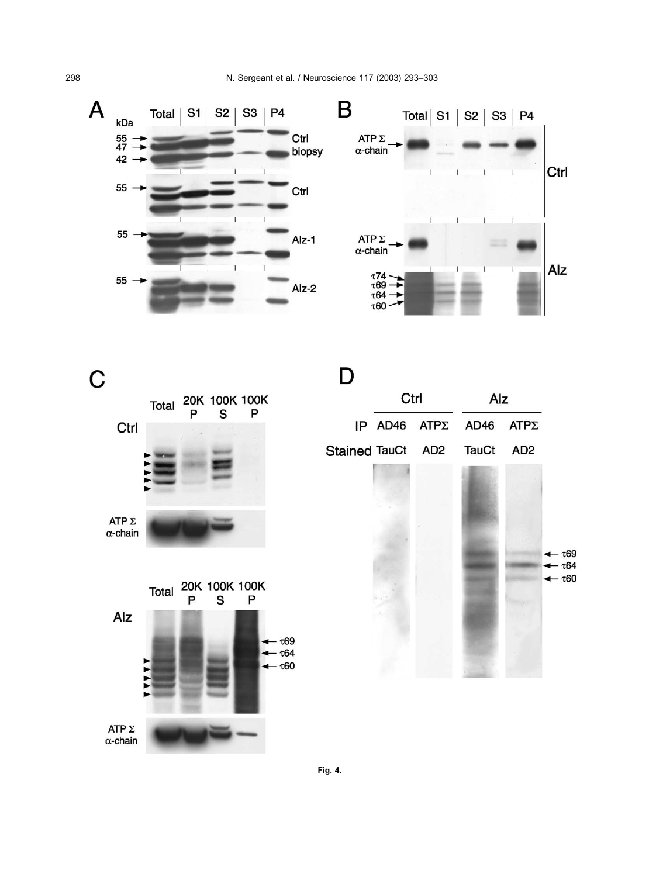Fig. 4.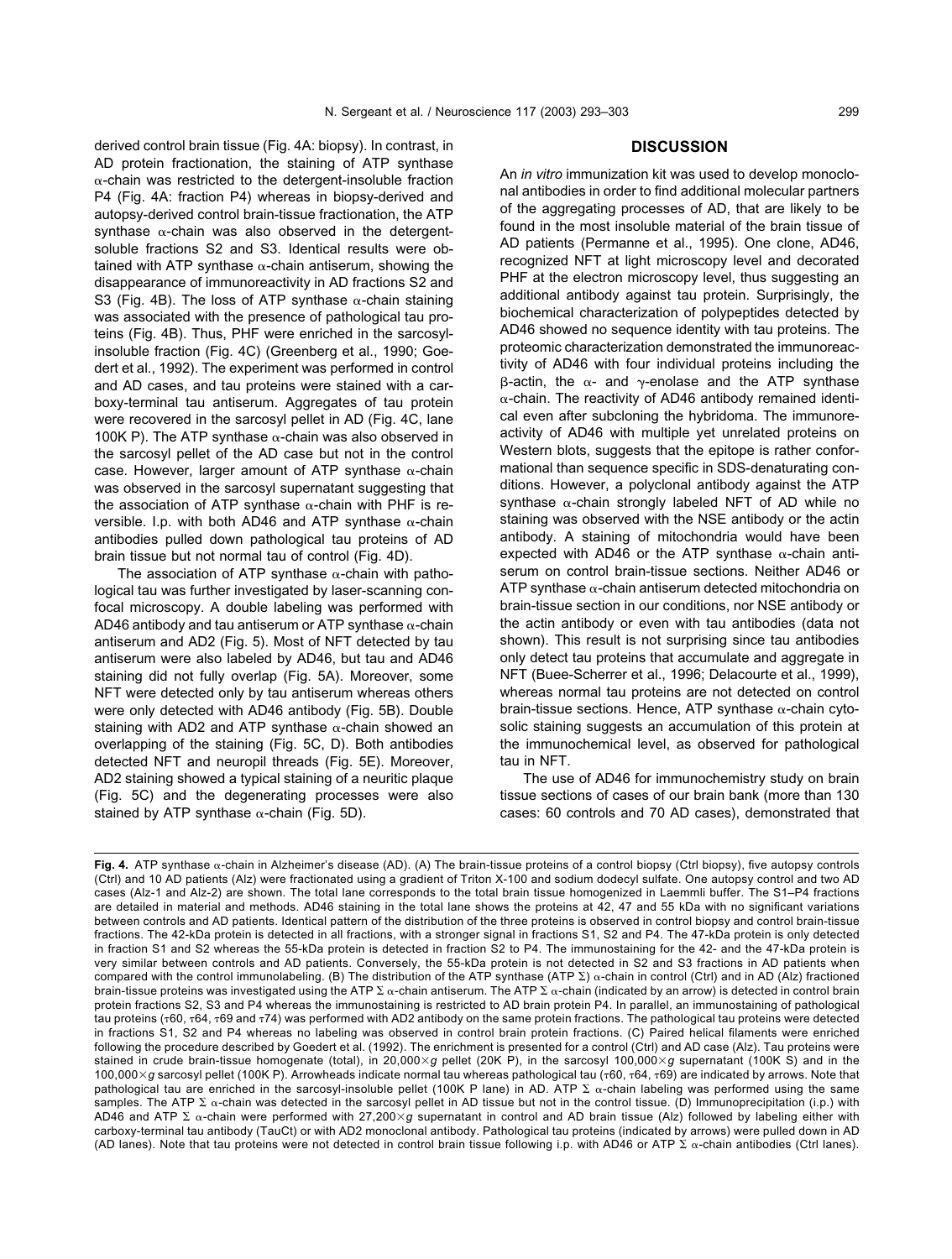derived control brain tissue (Fig. 4A: biopsy). In contrast, in AD protein fractionation, the staining of ATP synthase α-chain was restricted to the detergent-insoluble fraction P4 (Fig. 4A: fraction P4) whereas in biopsy-derived and autopsy-derived control brain-tissue fractionation, the ATP synthase α-chain was also observed in the detergent-soluble fractions S2 and S3. Identical results were obtained with ATP synthase α-chain antiserum, showing the disappearance of immunoreactivity in AD fractions S2 and S3 (Fig. 4B). The loss of ATP synthase α-chain staining was associated with the presence of pathological tau proteins (Fig. 4B). Thus, PHF were enriched in the sarcosyl-insoluble fraction (Fig. 4C) (Greenberg et al., 1990; Goedert et al., 1992). The experiment was performed in control and AD cases, and tau proteins were stained with a carboxy-terminal tau antiserum. Aggregates of tau protein were recovered in the sarcosyl pellet in AD (Fig. 4C, lane 100K P). The ATP synthase α-chain was also observed in the sarcosyl pellet of the AD case but not in the control case. However, larger amount of ATP synthase α-chain was observed in the sarcosyl supernatant suggesting that the association of ATP synthase α-chain with PHF is reversible. I.p. with both AD46 and ATP synthase α-chain antibodies pulled down pathological tau proteins of AD brain tissue but not normal tau of control (Fig. 4D).

The association of ATP synthase α-chain with pathological tau was further investigated by laser-scanning confocal microscopy. A double labeling was performed with AD46 antibody and tau antiserum or ATP synthase α-chain antiserum and AD2 (Fig. 5). Most of NFT detected by tau antiserum were also labeled by AD46, but tau and AD46 staining did not fully overlap (Fig. 5A). Moreover, some NFT were detected only by tau antiserum whereas others were only detected with AD46 antibody (Fig. 5B). Double staining with AD2 and ATP synthase α-chain showed an overlapping of the staining (Fig. 5C, D). Both antibodies detected NFT and neuropil threads (Fig. 5E). Moreover, AD2 staining showed a typical staining of a neuritic plaque (Fig. 5C) and the degenerating processes were also stained by ATP synthase α-chain (Fig. 5D).

## DISCUSSION

An *in vitro* immunization kit was used to develop monoclonal antibodies in order to find additional molecular partners of the aggregating processes of AD, that are likely to be found in the most insoluble material of the brain tissue of AD patients (Permanne et al., 1995). One clone, AD46, recognized NFT at light microscopy level and decorated PHF at the electron microscopy level, thus suggesting an additional antibody against tau protein. Surprisingly, the biochemical characterization of polypeptides detected by AD46 showed no sequence identity with tau proteins. The proteomic characterization demonstrated the immunoreactivity of AD46 with four individual proteins including the β-actin, the α- and γ-enolase and the ATP synthase α-chain. The reactivity of AD46 antibody remained identical even after subcloning the hybridoma. The immunoreactivity of AD46 with multiple yet unrelated proteins on Western blots, suggests that the epitope is rather conformational than sequence specific in SDS-denaturating conditions. However, a polyclonal antibody against the ATP synthase α-chain strongly labeled NFT of AD while no staining was observed with the NSE antibody or the actin antibody. A staining of mitochondria would have been expected with AD46 or the ATP synthase α-chain antiserum on control brain-tissue sections. Neither AD46 or ATP synthase α-chain antiserum detected mitochondria on brain-tissue section in our conditions, nor NSE antibody or the actin antibody or even with tau antibodies (data not shown). This result is not surprising since tau antibodies only detect tau proteins that accumulate and aggregate in NFT (Buee-Scherrer et al., 1996; Delacourte et al., 1999), whereas normal tau proteins are not detected on control brain-tissue sections. Hence, ATP synthase α-chain cytosolic staining suggests an accumulation of this protein at the immunochemical level, as observed for pathological tau in NFT.

The use of AD46 for immunochemistry study on brain tissue sections of cases of our brain bank (more than 130 cases: 60 controls and 70 AD cases), demonstrated that

**Fig. 4.** ATP synthase α-chain in Alzheimer's disease (AD). (A) The brain-tissue proteins of a control biopsy (Ctrl biopsy), five autopsy controls (Ctrl) and 10 AD patients (Alz) were fractionated using a gradient of Triton X-100 and sodium dodecyl sulfate. One autopsy control and two AD cases (Alz-1 and Alz-2) are shown. The total lane corresponds to the total brain tissue homogenized in Laemmli buffer. The S1–P4 fractions are detailed in material and methods. AD46 staining in the total lane shows the proteins at 42, 47 and 55 kDa with no significant variations between controls and AD patients. Identical pattern of the distribution of the three proteins is observed in control biopsy and control brain-tissue fractions. The 42-kDa protein is detected in all fractions, with a stronger signal in fractions S1, S2 and P4. The 47-kDa protein is only detected in fraction S1 and S2 whereas the 55-kDa protein is detected in fraction S2 to P4. The immunostaining for the 42- and the 47-kDa protein is very similar between controls and AD patients. Conversely, the 55-kDa protein is not detected in S2 and S3 fractions in AD patients when compared with the control immunolabeling. (B) The distribution of the ATP synthase (ATP Σ) α-chain in control (Ctrl) and in AD (Alz) fractioned brain-tissue proteins was investigated using the ATP Σ α-chain antiserum. The ATP Σ α-chain (indicated by an arrow) is detected in control brain protein fractions S2, S3 and P4 whereas the immunostaining is restricted to AD brain protein P4. In parallel, an immunostaining of pathological tau proteins (τ60, τ64, τ69 and τ74) was performed with AD2 antibody on the same protein fractions. The pathological tau proteins were detected in fractions S1, S2 and P4 whereas no labeling was observed in control brain protein fractions. (C) Paired helical filaments were enriched following the procedure described by Goedert et al. (1992). The enrichment is presented for a control (Ctrl) and AD case (Alz). Tau proteins were stained in crude brain-tissue homogenate (total), in 20,000×*g* pellet (20K P), in the sarcosyl 100,000×*g* supernatant (100K S) and in the 100,000×*g* sarcosyl pellet (100K P). Arrowheads indicate normal tau whereas pathological tau (τ60, τ64, τ69) are indicated by arrows. Note that pathological tau are enriched in the sarcosyl-insoluble pellet (100K P lane) in AD. ATP Σ α-chain labeling was performed using the same samples. The ATP Σ α-chain was detected in the sarcosyl pellet in AD tissue but not in the control tissue. (D) Immunoprecipitation (i.p.) with AD46 and ATP Σ α-chain were performed with 27,200×*g* supernatant in control and AD brain tissue (Alz) followed by labeling either with carboxy-terminal tau antibody (TauCt) or with AD2 monoclonal antibody. Pathological tau proteins (indicated by arrows) were pulled down in AD (AD lanes). Note that tau proteins were not detected in control brain tissue following i.p. with AD46 or ATP Σ α-chain antibodies (Ctrl lanes).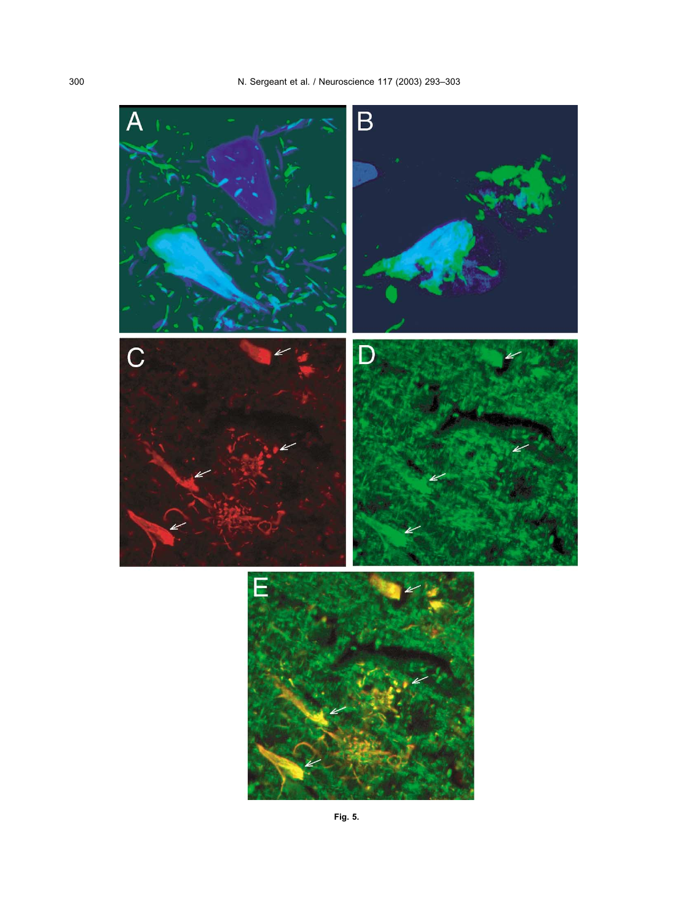Fig. 5.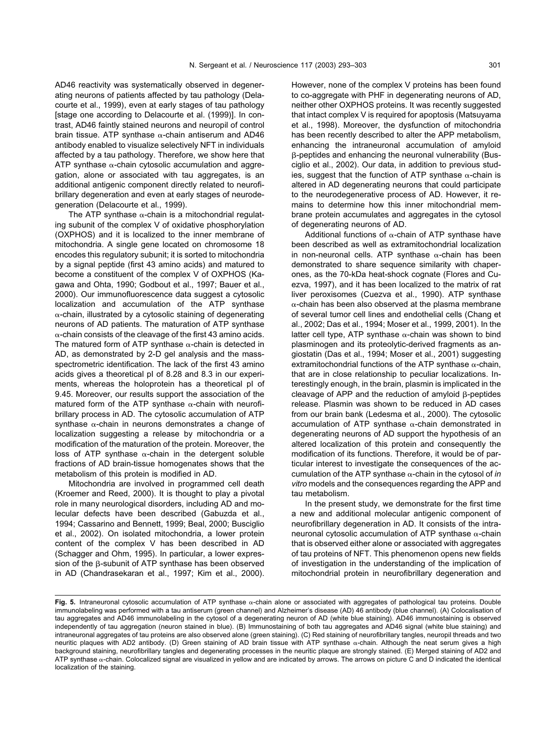AD46 reactivity was systematically observed in degenerating neurons of patients affected by tau pathology (Delacourte et al., 1999), even at early stages of tau pathology [stage one according to Delacourte et al. (1999)]. In contrast, AD46 faintly stained neurons and neuropil of control brain tissue. ATP synthase α-chain antiserum and AD46 antibody enabled to visualize selectively NFT in individuals affected by a tau pathology. Therefore, we show here that ATP synthase α-chain cytosolic accumulation and aggregation, alone or associated with tau aggregates, is an additional antigenic component directly related to neurofibrillary degeneration and even at early stages of neurodegeneration (Delacourte et al., 1999).

The ATP synthase α-chain is a mitochondrial regulating subunit of the complex V of oxidative phosphorylation (OXPHOS) and it is localized to the inner membrane of mitochondria. A single gene located on chromosome 18 encodes this regulatory subunit; it is sorted to mitochondria by a signal peptide (first 43 amino acids) and matured to become a constituent of the complex V of OXPHOS (Kagawa and Ohta, 1990; Godbout et al., 1997; Bauer et al., 2000). Our immunofluorescence data suggest a cytosolic localization and accumulation of the ATP synthase α-chain, illustrated by a cytosolic staining of degenerating neurons of AD patients. The maturation of ATP synthase α-chain consists of the cleavage of the first 43 amino acids. The matured form of ATP synthase α-chain is detected in AD, as demonstrated by 2-D gel analysis and the mass-spectrometric identification. The lack of the first 43 amino acids gives a theoretical pI of 8.28 and 8.3 in our experiments, whereas the holoprotein has a theoretical pI of 9.45. Moreover, our results support the association of the matured form of the ATP synthase α-chain with neurofibrillary process in AD. The cytosolic accumulation of ATP synthase α-chain in neurons demonstrates a change of localization suggesting a release by mitochondria or a modification of the maturation of the protein. Moreover, the loss of ATP synthase α-chain in the detergent soluble fractions of AD brain-tissue homogenates shows that the metabolism of this protein is modified in AD.

Mitochondria are involved in programmed cell death (Kroemer and Reed, 2000). It is thought to play a pivotal role in many neurological disorders, including AD and molecular defects have been described (Gabuzda et al., 1994; Cassarino and Bennett, 1999; Beal, 2000; Busciglio et al., 2002). On isolated mitochondria, a lower protein content of the complex V has been described in AD (Schagger and Ohm, 1995). In particular, a lower expression of the β-subunit of ATP synthase has been observed in AD (Chandrasekaran et al., 1997; Kim et al., 2000). However, none of the complex V proteins has been found to co-aggregate with PHF in degenerating neurons of AD, neither other OXPHOS proteins. It was recently suggested that intact complex V is required for apoptosis (Matsuyama et al., 1998). Moreover, the dysfunction of mitochondria has been recently described to alter the APP metabolism, enhancing the intraneuronal accumulation of amyloid β-peptides and enhancing the neuronal vulnerability (Busciglio et al., 2002). Our data, in addition to previous studies, suggest that the function of ATP synthase α-chain is altered in AD degenerating neurons that could participate to the neurodegenerative process of AD. However, it remains to determine how this inner mitochondrial membrane protein accumulates and aggregates in the cytosol of degenerating neurons of AD.

Additional functions of α-chain of ATP synthase have been described as well as extramitochondrial localization in non-neuronal cells. ATP synthase α-chain has been demonstrated to share sequence similarity with chaperones, as the 70-kDa heat-shock cognate (Flores and Cuezva, 1997), and it has been localized to the matrix of rat liver peroxisomes (Cuezva et al., 1990). ATP synthase α-chain has been also observed at the plasma membrane of several tumor cell lines and endothelial cells (Chang et al., 2002; Das et al., 1994; Moser et al., 1999, 2001). In the latter cell type, ATP synthase α-chain was shown to bind plasminogen and its proteolytic-derived fragments as angiostatin (Das et al., 1994; Moser et al., 2001) suggesting extramitochondrial functions of the ATP synthase α-chain, that are in close relationship to peculiar localizations. Interestingly enough, in the brain, plasmin is implicated in the cleavage of APP and the reduction of amyloid β-peptides release. Plasmin was shown to be reduced in AD cases from our brain bank (Ledesma et al., 2000). The cytosolic accumulation of ATP synthase α-chain demonstrated in degenerating neurons of AD support the hypothesis of an altered localization of this protein and consequently the modification of its functions. Therefore, it would be of particular interest to investigate the consequences of the accumulation of the ATP synthase α-chain in the cytosol of *in vitro* models and the consequences regarding the APP and tau metabolism.

In the present study, we demonstrate for the first time a new and additional molecular antigenic component of neurofibrillary degeneration in AD. It consists of the intraneuronal cytosolic accumulation of ATP synthase α-chain that is observed either alone or associated with aggregates of tau proteins of NFT. This phenomenon opens new fields of investigation in the understanding of the implication of mitochondrial protein in neurofibrillary degeneration and

**Fig. 5.** Intraneuronal cytosolic accumulation of ATP synthase α-chain alone or associated with aggregates of pathological tau proteins. Double immunolabeling was performed with a tau antiserum (green channel) and Alzheimer's disease (AD) 46 antibody (blue channel). (A) Colocalisation of tau aggregates and AD46 immunolabeling in the cytosol of a degenerating neuron of AD (white blue staining). AD46 immunostaining is observed independently of tau aggregation (neuron stained in blue). (B) Immunostaining of both tau aggregates and AD46 signal (white blue staining) and intraneuronal aggregates of tau proteins are also observed alone (green staining). (C) Red staining of neurofibrillary tangles, neuropil threads and two neuritic plaques with AD2 antibody. (D) Green staining of AD brain tissue with ATP synthase α-chain. Although the neat serum gives a high background staining, neurofibrillary tangles and degenerating processes in the neuritic plaque are strongly stained. (E) Merged staining of AD2 and ATP synthase α-chain. Colocalized signal are visualized in yellow and are indicated by arrows. The arrows on picture C and D indicated the identical localization of the staining.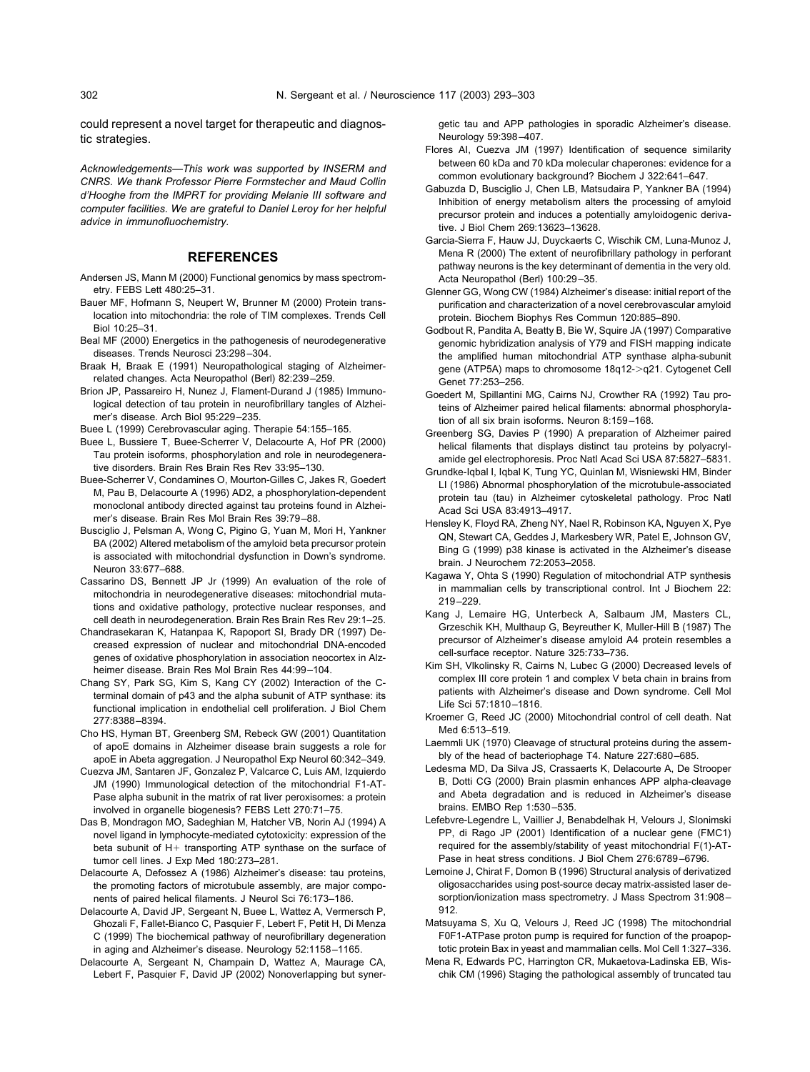could represent a novel target for therapeutic and diagnostic strategies.

*Acknowledgements—This work was supported by INSERM and CNRS. We thank Professor Pierre Formstecher and Maud Collin d'Hooghe from the IMPRT for providing Melanie III software and computer facilities. We are grateful to Daniel Leroy for her helpful advice in immunofluochemistry.*

## REFERENCES

Andersen JS, Mann M (2000) Functional genomics by mass spectrometry. FEBS Lett 480:25–31.

Bauer MF, Hofmann S, Neupert W, Brunner M (2000) Protein translocation into mitochondria: the role of TIM complexes. Trends Cell Biol 10:25–31.

Beal MF (2000) Energetics in the pathogenesis of neurodegenerative diseases. Trends Neurosci 23:298–304.

Braak H, Braak E (1991) Neuropathological staging of Alzheimer-related changes. Acta Neuropathol (Berl) 82:239–259.

Brion JP, Passareiro H, Nunez J, Flament-Durand J (1985) Immunological detection of tau protein in neurofibrillary tangles of Alzheimer's disease. Arch Biol 95:229–235.

Buee L (1999) Cerebrovascular aging. Therapie 54:155–165.

Buee L, Bussiere T, Buee-Scherrer V, Delacourte A, Hof PR (2000) Tau protein isoforms, phosphorylation and role in neurodegenerative disorders. Brain Res Brain Res Rev 33:95–130.

Buee-Scherrer V, Condamines O, Mourton-Gilles C, Jakes R, Goedert M, Pau B, Delacourte A (1996) AD2, a phosphorylation-dependent monoclonal antibody directed against tau proteins found in Alzheimer's disease. Brain Res Mol Brain Res 39:79–88.

Busciglio J, Pelsman A, Wong C, Pigino G, Yuan M, Mori H, Yankner BA (2002) Altered metabolism of the amyloid beta precursor protein is associated with mitochondrial dysfunction in Down's syndrome. Neuron 33:677–688.

Cassarino DS, Bennett JP Jr (1999) An evaluation of the role of mitochondria in neurodegenerative diseases: mitochondrial mutations and oxidative pathology, protective nuclear responses, and cell death in neurodegeneration. Brain Res Brain Res Rev 29:1–25.

Chandrasekaran K, Hatanpaa K, Rapoport SI, Brady DR (1997) Decreased expression of nuclear and mitochondrial DNA-encoded genes of oxidative phosphorylation in association neocortex in Alzheimer disease. Brain Res Mol Brain Res 44:99–104.

Chang SY, Park SG, Kim S, Kang CY (2002) Interaction of the C-terminal domain of p43 and the alpha subunit of ATP synthase: its functional implication in endothelial cell proliferation. J Biol Chem 277:8388–8394.

Cho HS, Hyman BT, Greenberg SM, Rebeck GW (2001) Quantitation of apoE domains in Alzheimer disease brain suggests a role for apoE in Abeta aggregation. J Neuropathol Exp Neurol 60:342–349.

Cuezva JM, Santaren JF, Gonzalez P, Valcarce C, Luis AM, Izquierdo JM (1990) Immunological detection of the mitochondrial F1-ATPase alpha subunit in the matrix of rat liver peroxisomes: a protein involved in organelle biogenesis? FEBS Lett 270:71–75.

Das B, Mondragon MO, Sadeghian M, Hatcher VB, Norin AJ (1994) A novel ligand in lymphocyte-mediated cytotoxicity: expression of the beta subunit of H+ transporting ATP synthase on the surface of tumor cell lines. J Exp Med 180:273–281.

Delacourte A, Defossez A (1986) Alzheimer's disease: tau proteins, the promoting factors of microtubule assembly, are major components of paired helical filaments. J Neurol Sci 76:173–186.

Delacourte A, David JP, Sergeant N, Buee L, Wattez A, Vermersch P, Ghozali F, Fallet-Bianco C, Pasquier F, Lebert F, Petit H, Di Menza C (1999) The biochemical pathway of neurofibrillary degeneration in aging and Alzheimer's disease. Neurology 52:1158–1165.

Delacourte A, Sergeant N, Champain D, Wattez A, Maurage CA, Lebert F, Pasquier F, David JP (2002) Nonoverlapping but synergetic tau and APP pathologies in sporadic Alzheimer's disease. Neurology 59:398–407.

Flores AI, Cuezva JM (1997) Identification of sequence similarity between 60 kDa and 70 kDa molecular chaperones: evidence for a common evolutionary background? Biochem J 322:641–647.

Gabuzda D, Busciglio J, Chen LB, Matsudaira P, Yankner BA (1994) Inhibition of energy metabolism alters the processing of amyloid precursor protein and induces a potentially amyloidogenic derivative. J Biol Chem 269:13623–13628.

Garcia-Sierra F, Hauw JJ, Duyckaerts C, Wischik CM, Luna-Munoz J, Mena R (2000) The extent of neurofibrillary pathology in perforant pathway neurons is the key determinant of dementia in the very old. Acta Neuropathol (Berl) 100:29–35.

Glenner GG, Wong CW (1984) Alzheimer's disease: initial report of the purification and characterization of a novel cerebrovascular amyloid protein. Biochem Biophys Res Commun 120:885–890.

Godbout R, Pandita A, Beatty B, Bie W, Squire JA (1997) Comparative genomic hybridization analysis of Y79 and FISH mapping indicate the amplified human mitochondrial ATP synthase alpha-subunit gene (ATP5A) maps to chromosome 18q12->q21. Cytogenet Cell Genet 77:253–256.

Goedert M, Spillantini MG, Cairns NJ, Crowther RA (1992) Tau proteins of Alzheimer paired helical filaments: abnormal phosphorylation of all six brain isoforms. Neuron 8:159–168.

Greenberg SG, Davies P (1990) A preparation of Alzheimer paired helical filaments that displays distinct tau proteins by polyacrylamide gel electrophoresis. Proc Natl Acad Sci USA 87:5827–5831.

Grundke-Iqbal I, Iqbal K, Tung YC, Quinlan M, Wisniewski HM, Binder LI (1986) Abnormal phosphorylation of the microtubule-associated protein tau (tau) in Alzheimer cytoskeletal pathology. Proc Natl Acad Sci USA 83:4913–4917.

Hensley K, Floyd RA, Zheng NY, Nael R, Robinson KA, Nguyen X, Pye QN, Stewart CA, Geddes J, Markesbery WR, Patel E, Johnson GV, Bing G (1999) p38 kinase is activated in the Alzheimer's disease brain. J Neurochem 72:2053–2058.

Kagawa Y, Ohta S (1990) Regulation of mitochondrial ATP synthesis in mammalian cells by transcriptional control. Int J Biochem 22: 219–229.

Kang J, Lemaire HG, Unterbeck A, Salbaum JM, Masters CL, Grzeschik KH, Multhaup G, Beyreuther K, Muller-Hill B (1987) The precursor of Alzheimer's disease amyloid A4 protein resembles a cell-surface receptor. Nature 325:733–736.

Kim SH, Vlkolinsky R, Cairns N, Lubec G (2000) Decreased levels of complex III core protein 1 and complex V beta chain in brains from patients with Alzheimer's disease and Down syndrome. Cell Mol Life Sci 57:1810–1816.

Kroemer G, Reed JC (2000) Mitochondrial control of cell death. Nat Med 6:513–519.

Laemmli UK (1970) Cleavage of structural proteins during the assembly of the head of bacteriophage T4. Nature 227:680–685.

Ledesma MD, Da Silva JS, Crassaerts K, Delacourte A, De Strooper B, Dotti CG (2000) Brain plasmin enhances APP alpha-cleavage and Abeta degradation and is reduced in Alzheimer's disease brains. EMBO Rep 1:530–535.

Lefebvre-Legendre L, Vaillier J, Benabdelhak H, Velours J, Slonimski PP, di Rago JP (2001) Identification of a nuclear gene (FMC1) required for the assembly/stability of yeast mitochondrial F(1)-ATPase in heat stress conditions. J Biol Chem 276:6789–6796.

Lemoine J, Chirat F, Domon B (1996) Structural analysis of derivatized oligosaccharides using post-source decay matrix-assisted laser desorption/ionization mass spectrometry. J Mass Spectrom 31:908–912.

Matsuyama S, Xu Q, Velours J, Reed JC (1998) The mitochondrial F0F1-ATPase proton pump is required for function of the proapoptotic protein Bax in yeast and mammalian cells. Mol Cell 1:327–336.

Mena R, Edwards PC, Harrington CR, Mukaetova-Ladinska EB, Wischik CM (1996) Staging the pathological assembly of truncated tau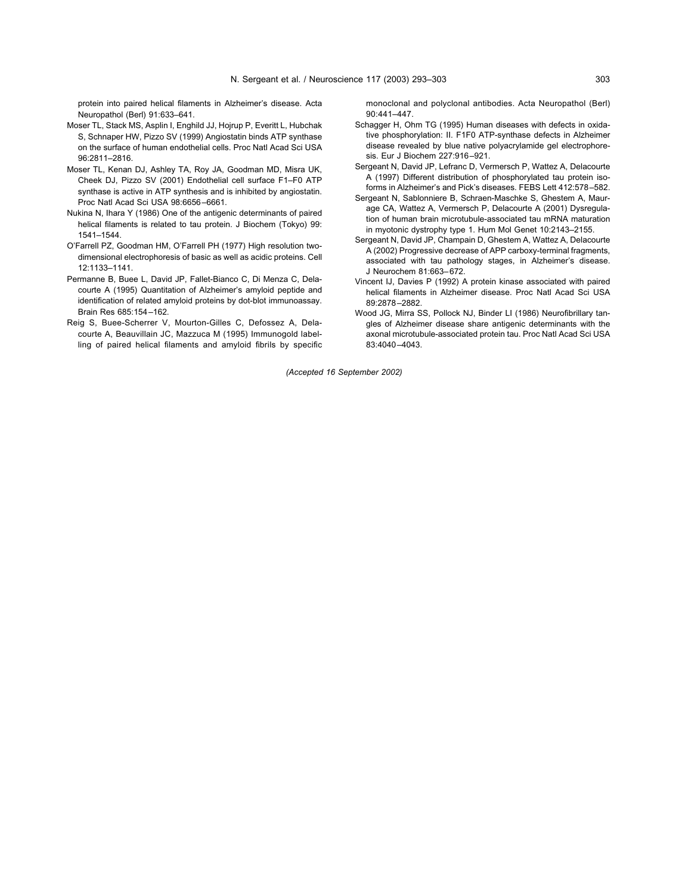protein into paired helical filaments in Alzheimer's disease. Acta Neuropathol (Berl) 91:633–641.

Moser TL, Stack MS, Asplin I, Enghild JJ, Hojrup P, Everitt L, Hubchak S, Schnaper HW, Pizzo SV (1999) Angiostatin binds ATP synthase on the surface of human endothelial cells. Proc Natl Acad Sci USA 96:2811–2816.

Moser TL, Kenan DJ, Ashley TA, Roy JA, Goodman MD, Misra UK, Cheek DJ, Pizzo SV (2001) Endothelial cell surface F1–F0 ATP synthase is active in ATP synthesis and is inhibited by angiostatin. Proc Natl Acad Sci USA 98:6656–6661.

Nukina N, Ihara Y (1986) One of the antigenic determinants of paired helical filaments is related to tau protein. J Biochem (Tokyo) 99: 1541–1544.

O'Farrell PZ, Goodman HM, O'Farrell PH (1977) High resolution two-dimensional electrophoresis of basic as well as acidic proteins. Cell 12:1133–1141.

Permanne B, Buee L, David JP, Fallet-Bianco C, Di Menza C, Delacourte A (1995) Quantitation of Alzheimer's amyloid peptide and identification of related amyloid proteins by dot-blot immunoassay. Brain Res 685:154–162.

Reig S, Buee-Scherrer V, Mourton-Gilles C, Defossez A, Delacourte A, Beauvillain JC, Mazzuca M (1995) Immunogold labelling of paired helical filaments and amyloid fibrils by specific monoclonal and polyclonal antibodies. Acta Neuropathol (Berl) 90:441–447.

Schagger H, Ohm TG (1995) Human diseases with defects in oxidative phosphorylation: II. F1F0 ATP-synthase defects in Alzheimer disease revealed by blue native polyacrylamide gel electrophoresis. Eur J Biochem 227:916–921.

Sergeant N, David JP, Lefranc D, Vermersch P, Wattez A, Delacourte A (1997) Different distribution of phosphorylated tau protein isoforms in Alzheimer's and Pick's diseases. FEBS Lett 412:578–582.

Sergeant N, Sablonniere B, Schraen-Maschke S, Ghestem A, Maurage CA, Wattez A, Vermersch P, Delacourte A (2001) Dysregulation of human brain microtubule-associated tau mRNA maturation in myotonic dystrophy type 1. Hum Mol Genet 10:2143–2155.

Sergeant N, David JP, Champain D, Ghestem A, Wattez A, Delacourte A (2002) Progressive decrease of APP carboxy-terminal fragments, associated with tau pathology stages, in Alzheimer's disease. J Neurochem 81:663–672.

Vincent IJ, Davies P (1992) A protein kinase associated with paired helical filaments in Alzheimer disease. Proc Natl Acad Sci USA 89:2878–2882.

Wood JG, Mirra SS, Pollock NJ, Binder LI (1986) Neurofibrillary tangles of Alzheimer disease share antigenic determinants with the axonal microtubule-associated protein tau. Proc Natl Acad Sci USA 83:4040–4043.

*(Accepted 16 September 2002)*